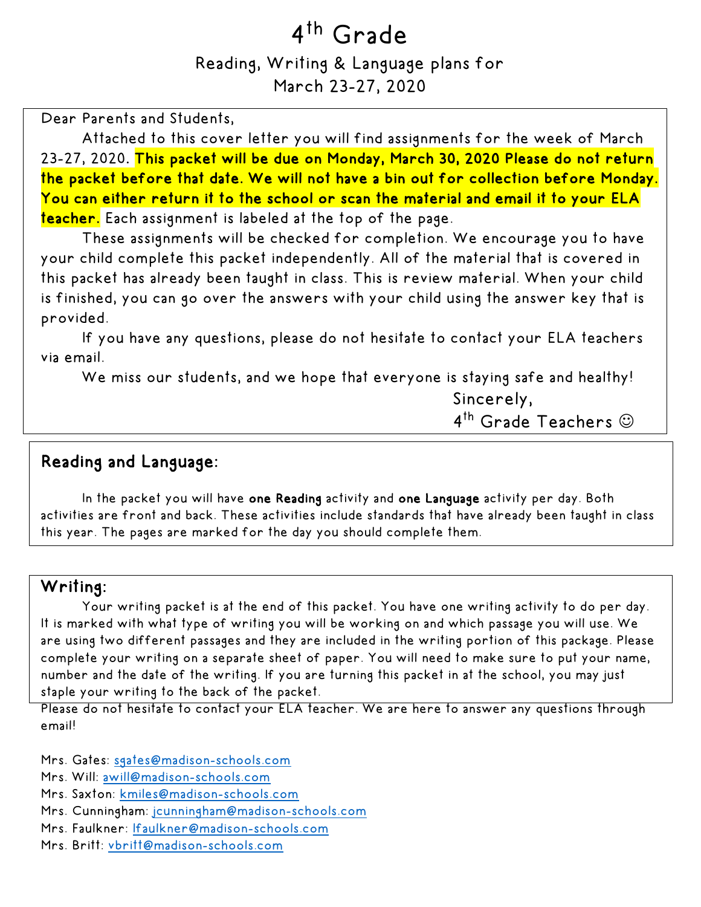# 4th Grade

## Reading, Writing & Language plans for March 23-27, 2020

Dear Parents and Students,

Attached to this cover letter you will find assignments for the week of March 23-27, 2020. **This packet will be due on Monday, March 30, 2020 Please do not return the packet before that date. We will not have a bin out for collection before Monday. You can either return it to the school or scan the material and email it to your ELA teacher.** Each assignment is labeled at the top of the page.

These assignments will be checked for completion. We encourage you to have your child complete this packet independently. All of the material that is covered in this packet has already been taught in class. This is review material. When your child is finished, you can go over the answers with your child using the answer key that is provided.

If you have any questions, please do not hesitate to contact your ELA teachers via email.

We miss our students, and we hope that everyone is staying safe and healthy!

Sincerely,
4th Grade Teachers ☺

## Reading and Language:

In the packet you will have **one Reading** activity and **one Language** activity per day. Both activities are front and back. These activities include standards that have already been taught in class this year. The pages are marked for the day you should complete them.

## Writing:

Your writing packet is at the end of this packet. You have one writing activity to do per day. It is marked with what type of writing you will be working on and which passage you will use. We are using two different passages and they are included in the writing portion of this package. Please complete your writing on a separate sheet of paper. You will need to make sure to put your name, number and the date of the writing. If you are turning this packet in at the school, you may just staple your writing to the back of the packet.

Please do not hesitate to contact your ELA teacher. We are here to answer any questions through email!

Mrs. Gates: sgates@madison-schools.com
Mrs. Will: awill@madison-schools.com
Mrs. Saxton: kmiles@madison-schools.com
Mrs. Cunningham: jcunningham@madison-schools.com
Mrs. Faulkner: lfaulkner@madison-schools.com
Mrs. Britt: vbritt@madison-schools.com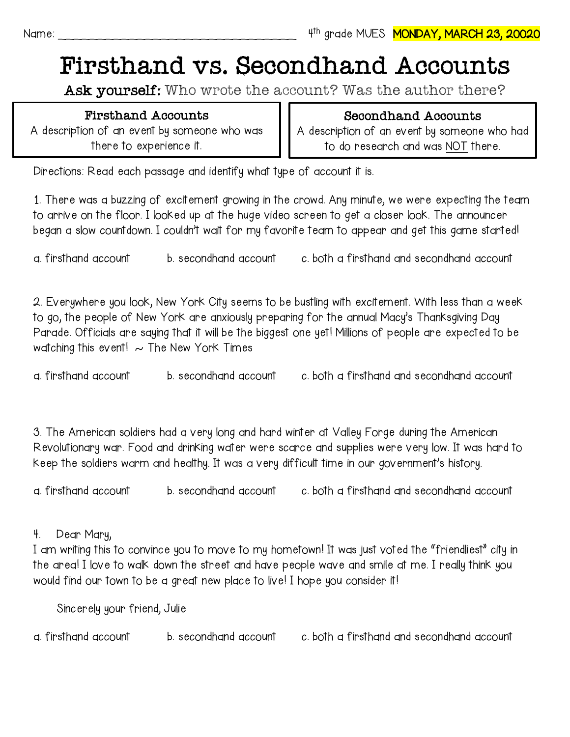Name: ______________________________________ 4th grade MUES **MONDAY, MARCH 23, 20020**

# Firsthand vs. Secondhand Accounts

**Ask yourself:** Who wrote the account? Was the author there?

| **Firsthand Accounts** | **Secondhand Accounts** |
| --- | --- |
| A description of an event by someone who was there to experience it. | A description of an event by someone who had to do research and was NOT there. |

Directions: Read each passage and identify what type of account it is.

1. There was a buzzing of excitement growing in the crowd. Any minute, we were expecting the team to arrive on the floor. I looked up at the huge video screen to get a closer look. The announcer began a slow countdown. I couldn't wait for my favorite team to appear and get this game started!

a. firsthand account  b. secondhand account  c. both a firsthand and secondhand account

2. Everywhere you look, New York City seems to be bustling with excitement. With less than a week to go, the people of New York are anxiously preparing for the annual Macy's Thanksgiving Day Parade. Officials are saying that it will be the biggest one yet! Millions of people are expected to be watching this event! ~ The New York Times

a. firsthand account  b. secondhand account  c. both a firsthand and secondhand account

3. The American soldiers had a very long and hard winter at Valley Forge during the American Revolutionary war. Food and drinking water were scarce and supplies were very low. It was hard to keep the soldiers warm and healthy. It was a very difficult time in our government's history.

a. firsthand account  b. secondhand account  c. both a firsthand and secondhand account

4. Dear Mary,

I am writing this to convince you to move to my hometown! It was just voted the "friendliest" city in the area! I love to walk down the street and have people wave and smile at me. I really think you would find our town to be a great new place to live! I hope you consider it!

Sincerely your friend, Julie

a. firsthand account  b. secondhand account  c. both a firsthand and secondhand account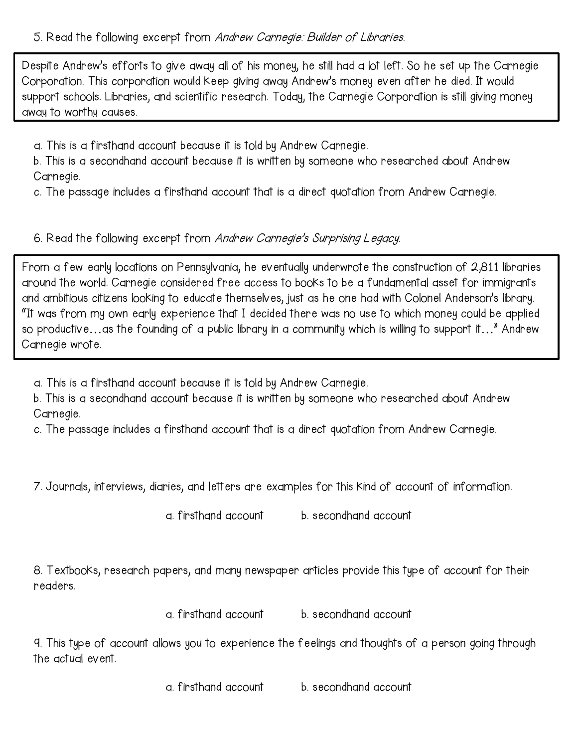5. Read the following excerpt from *Andrew Carnegie: Builder of Libraries*.

> Despite Andrew's efforts to give away all of his money, he still had a lot left. So he set up the Carnegie Corporation. This corporation would keep giving away Andrew's money even after he died. It would support schools. Libraries, and scientific research. Today, the Carnegie Corporation is still giving money away to worthy causes.

a. This is a firsthand account because it is told by Andrew Carnegie.
b. This is a secondhand account because it is written by someone who researched about Andrew Carnegie.
c. The passage includes a firsthand account that is a direct quotation from Andrew Carnegie.

6. Read the following excerpt from *Andrew Carnegie's Surprising Legacy*.

> From a few early locations on Pennsylvania, he eventually underwrote the construction of 2,811 libraries around the world. Carnegie considered free access to books to be a fundamental asset for immigrants and ambitious citizens looking to educate themselves, just as he one had with Colonel Anderson's library. "It was from my own early experience that I decided there was no use to which money could be applied so productive…as the founding of a public library in a community which is willing to support it…" Andrew Carnegie wrote.

a. This is a firsthand account because it is told by Andrew Carnegie.
b. This is a secondhand account because it is written by someone who researched about Andrew Carnegie.
c. The passage includes a firsthand account that is a direct quotation from Andrew Carnegie.

7. Journals, interviews, diaries, and letters are examples for this kind of account of information.

a. firsthand account     b. secondhand account

8. Textbooks, research papers, and many newspaper articles provide this type of account for their readers.

a. firsthand account     b. secondhand account

9. This type of account allows you to experience the feelings and thoughts of a person going through the actual event.

a. firsthand account     b. secondhand account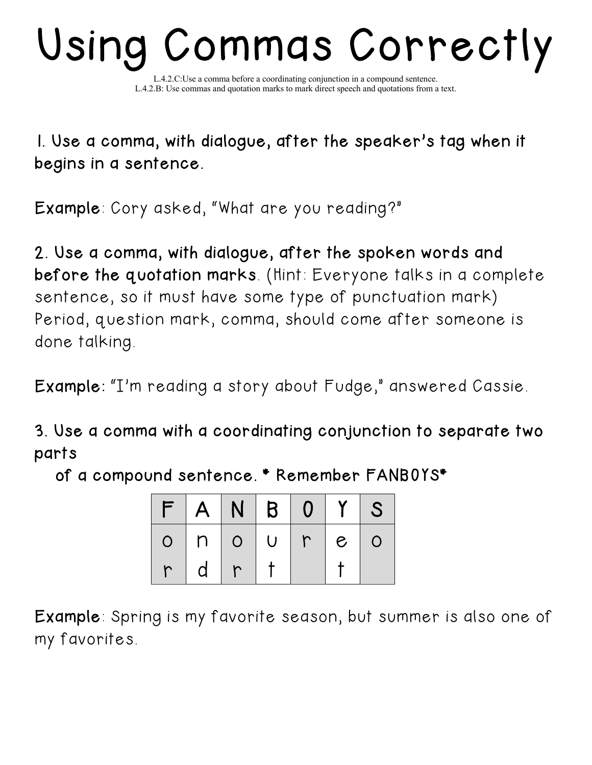# Using Commas Correctly

L.4.2.C:Use a comma before a coordinating conjunction in a compound sentence.
L.4.2.B: Use commas and quotation marks to mark direct speech and quotations from a text.

**1. Use a comma, with dialogue, after the speaker's tag when it begins in a sentence.**

**Example**: Cory asked, "What are you reading?"

**2. Use a comma, with dialogue, after the spoken words and before the quotation marks**. (Hint: Everyone talks in a complete sentence, so it must have some type of punctuation mark) Period, question mark, comma, should come after someone is done talking.

**Example**: "I'm reading a story about Fudge," answered Cassie.

**3. Use a comma with a coordinating conjunction to separate two parts of a compound sentence. * Remember FANBOYS***

| F | A | N | B | O | Y | S |
|---|---|---|---|---|---|---|
| o | n | o | u | r | e | o |
| r | d | r | t | | t | |

**Example**: Spring is my favorite season, but summer is also one of my favorites.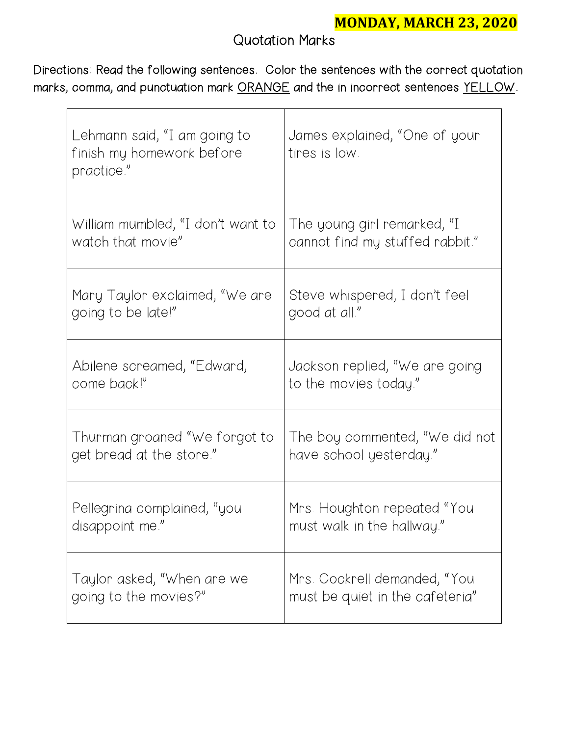**MONDAY, MARCH 23, 2020**

# Quotation Marks

Directions: Read the following sentences. Color the sentences with the correct quotation marks, comma, and punctuation mark ORANGE and the in incorrect sentences YELLOW.

| | |
|---|---|
| Lehmann said, “I am going to finish my homework before practice.” | James explained, “One of your tires is low. |
| William mumbled, “I don’t want to watch that movie” | The young girl remarked, “I cannot find my stuffed rabbit.” |
| Mary Taylor exclaimed, “We are going to be late!” | Steve whispered, I don’t feel good at all.” |
| Abilene screamed, “Edward, come back!” | Jackson replied, “We are going to the movies today.” |
| Thurman groaned “We forgot to get bread at the store.” | The boy commented, “We did not have school yesterday.” |
| Pellegrina complained, “you disappoint me.” | Mrs. Houghton repeated “You must walk in the hallway.” |
| Taylor asked, “When are we going to the movies?” | Mrs. Cockrell demanded, “You must be quiet in the cafeteria” |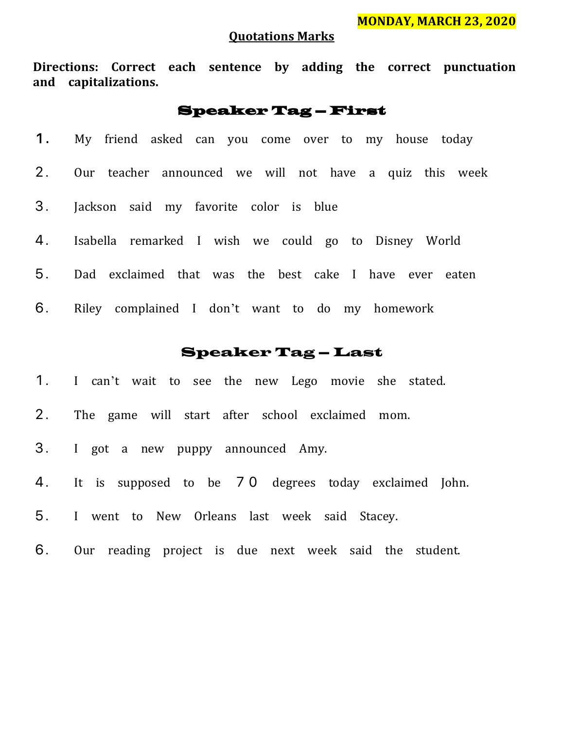**MONDAY, MARCH 23, 2020**

## Quotations Marks

**Directions: Correct each sentence by adding the correct punctuation and capitalizations.**

### Speaker Tag – First

1. My friend asked can you come over to my house today
2. Our teacher announced we will not have a quiz this week
3. Jackson said my favorite color is blue
4. Isabella remarked I wish we could go to Disney World
5. Dad exclaimed that was the best cake I have ever eaten
6. Riley complained I don't want to do my homework

### Speaker Tag – Last

1. I can't wait to see the new Lego movie she stated.
2. The game will start after school exclaimed mom.
3. I got a new puppy announced Amy.
4. It is supposed to be 70 degrees today exclaimed John.
5. I went to New Orleans last week said Stacey.
6. Our reading project is due next week said the student.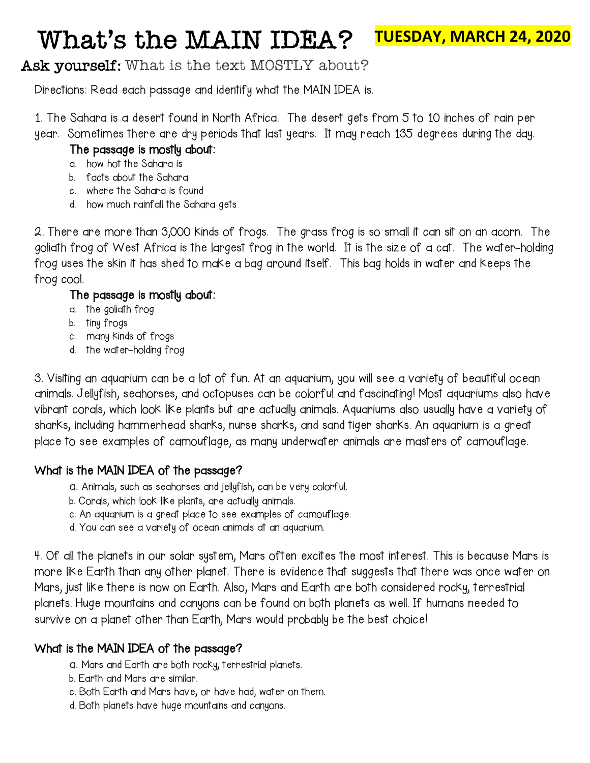# What's the MAIN IDEA? **TUESDAY, MARCH 24, 2020**

## **Ask yourself:** What is the text MOSTLY about?

Directions: Read each passage and identify what the MAIN IDEA is.

1. The Sahara is a desert found in North Africa. The desert gets from 5 to 10 inches of rain per year. Sometimes there are dry periods that last years. It may reach 135 degrees during the day.

**The passage is mostly about:**

a. how hot the Sahara is
b. facts about the Sahara
c. where the Sahara is found
d. how much rainfall the Sahara gets

2. There are more than 3,000 kinds of frogs. The grass frog is so small it can sit on an acorn. The goliath frog of West Africa is the largest frog in the world. It is the size of a cat. The water-holding frog uses the skin it has shed to make a bag around itself. This bag holds in water and keeps the frog cool.

**The passage is mostly about:**

a. the goliath frog
b. tiny frogs
c. many kinds of frogs
d. the water-holding frog

3. Visiting an aquarium can be a lot of fun. At an aquarium, you will see a variety of beautiful ocean animals. Jellyfish, seahorses, and octopuses can be colorful and fascinating! Most aquariums also have vibrant corals, which look like plants but are actually animals. Aquariums also usually have a variety of sharks, including hammerhead sharks, nurse sharks, and sand tiger sharks. An aquarium is a great place to see examples of camouflage, as many underwater animals are masters of camouflage.

**What is the MAIN IDEA of the passage?**

a. Animals, such as seahorses and jellyfish, can be very colorful.
b. Corals, which look like plants, are actually animals.
c. An aquarium is a great place to see examples of camouflage.
d. You can see a variety of ocean animals at an aquarium.

4. Of all the planets in our solar system, Mars often excites the most interest. This is because Mars is more like Earth than any other planet. There is evidence that suggests that there was once water on Mars, just like there is now on Earth. Also, Mars and Earth are both considered rocky, terrestrial planets. Huge mountains and canyons can be found on both planets as well. If humans needed to survive on a planet other than Earth, Mars would probably be the best choice!

**What is the MAIN IDEA of the passage?**

a. Mars and Earth are both rocky, terrestrial planets.
b. Earth and Mars are similar.
c. Both Earth and Mars have, or have had, water on them.
d. Both planets have huge mountains and canyons.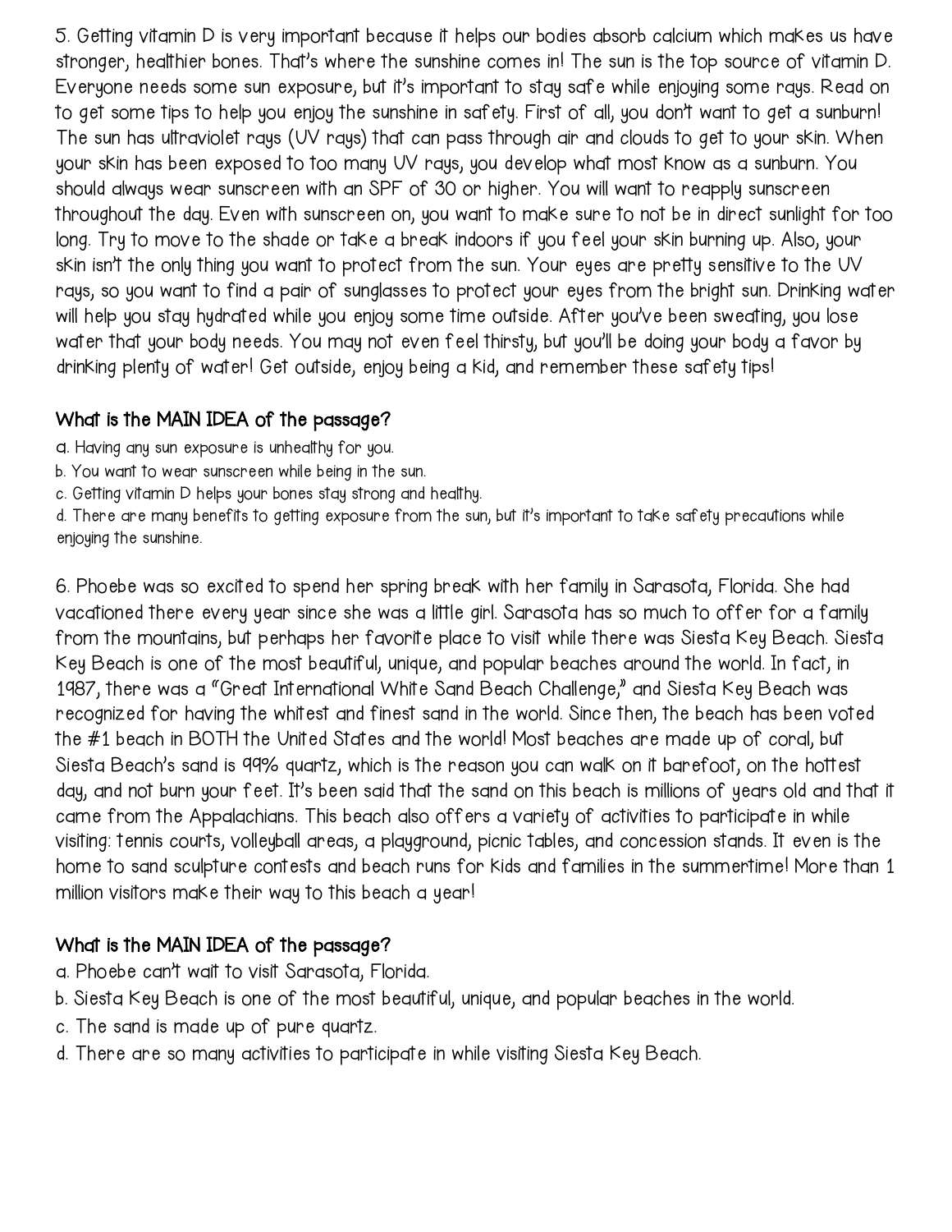5. Getting vitamin D is very important because it helps our bodies absorb calcium which makes us have stronger, healthier bones. That's where the sunshine comes in! The sun is the top source of vitamin D. Everyone needs some sun exposure, but it's important to stay safe while enjoying some rays. Read on to get some tips to help you enjoy the sunshine in safety. First of all, you don't want to get a sunburn! The sun has ultraviolet rays (UV rays) that can pass through air and clouds to get to your skin. When your skin has been exposed to too many UV rays, you develop what most know as a sunburn. You should always wear sunscreen with an SPF of 30 or higher. You will want to reapply sunscreen throughout the day. Even with sunscreen on, you want to make sure to not be in direct sunlight for too long. Try to move to the shade or take a break indoors if you feel your skin burning up. Also, your skin isn't the only thing you want to protect from the sun. Your eyes are pretty sensitive to the UV rays, so you want to find a pair of sunglasses to protect your eyes from the bright sun. Drinking water will help you stay hydrated while you enjoy some time outside. After you've been sweating, you lose water that your body needs. You may not even feel thirsty, but you'll be doing your body a favor by drinking plenty of water! Get outside, enjoy being a kid, and remember these safety tips!

**What is the MAIN IDEA of the passage?**

a. Having any sun exposure is unhealthy for you.
b. You want to wear sunscreen while being in the sun.
c. Getting vitamin D helps your bones stay strong and healthy.
d. There are many benefits to getting exposure from the sun, but it's important to take safety precautions while enjoying the sunshine.

6. Phoebe was so excited to spend her spring break with her family in Sarasota, Florida. She had vacationed there every year since she was a little girl. Sarasota has so much to offer for a family from the mountains, but perhaps her favorite place to visit while there was Siesta Key Beach. Siesta Key Beach is one of the most beautiful, unique, and popular beaches around the world. In fact, in 1987, there was a "Great International White Sand Beach Challenge," and Siesta Key Beach was recognized for having the whitest and finest sand in the world. Since then, the beach has been voted the #1 beach in BOTH the United States and the world! Most beaches are made up of coral, but Siesta Beach's sand is 99% quartz, which is the reason you can walk on it barefoot, on the hottest day, and not burn your feet. It's been said that the sand on this beach is millions of years old and that it came from the Appalachians. This beach also offers a variety of activities to participate in while visiting: tennis courts, volleyball areas, a playground, picnic tables, and concession stands. It even is the home to sand sculpture contests and beach runs for kids and families in the summertime! More than 1 million visitors make their way to this beach a year!

**What is the MAIN IDEA of the passage?**

a. Phoebe can't wait to visit Sarasota, Florida.
b. Siesta Key Beach is one of the most beautiful, unique, and popular beaches in the world.
c. The sand is made up of pure quartz.
d. There are so many activities to participate in while visiting Siesta Key Beach.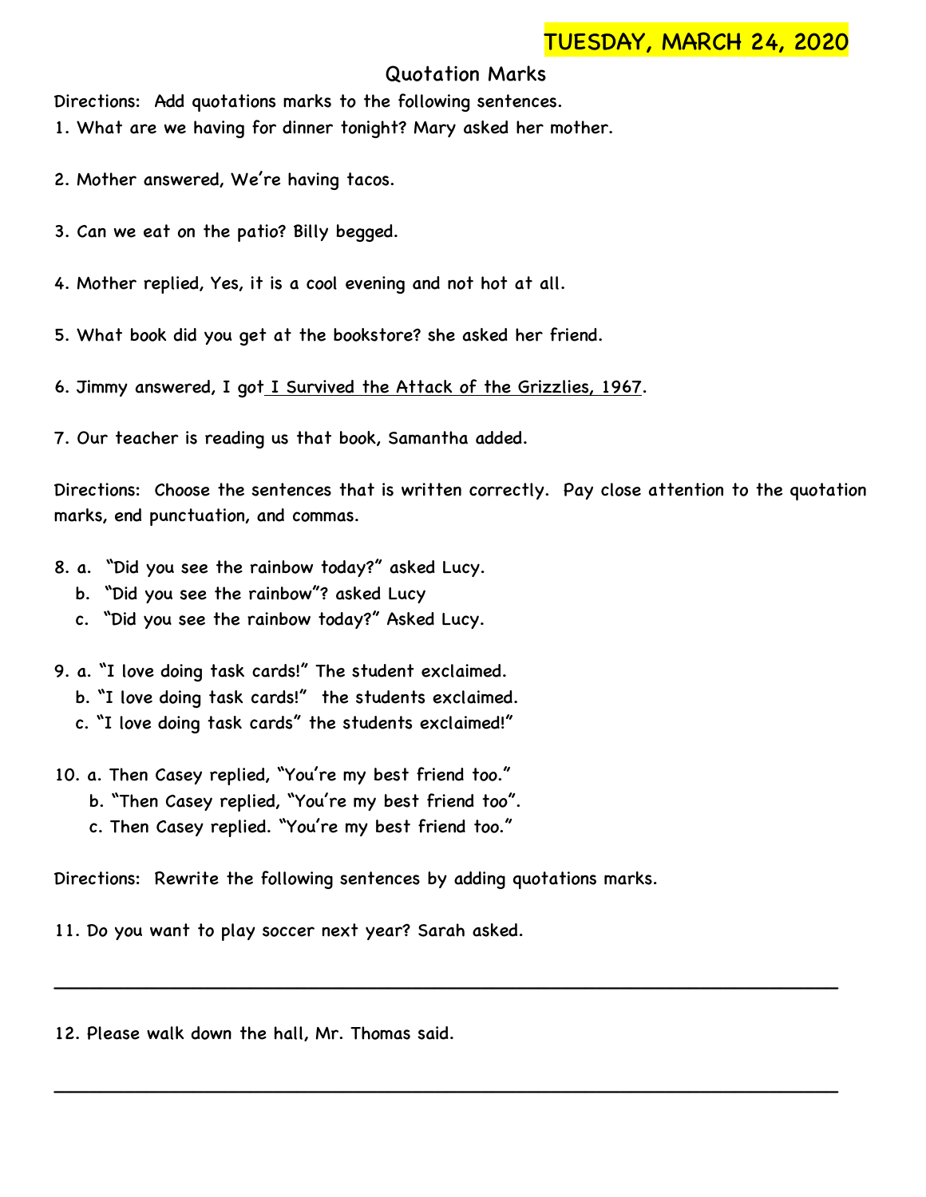**TUESDAY, MARCH 24, 2020**

## Quotation Marks

Directions: Add quotations marks to the following sentences.

1. What are we having for dinner tonight? Mary asked her mother.

2. Mother answered, We're having tacos.

3. Can we eat on the patio? Billy begged.

4. Mother replied, Yes, it is a cool evening and not hot at all.

5. What book did you get at the bookstore? she asked her friend.

6. Jimmy answered, I got I Survived the Attack of the Grizzlies, 1967.

7. Our teacher is reading us that book, Samantha added.

Directions: Choose the sentences that is written correctly. Pay close attention to the quotation marks, end punctuation, and commas.

8. a. "Did you see the rainbow today?" asked Lucy.
   b. "Did you see the rainbow"? asked Lucy
   c. "Did you see the rainbow today?" Asked Lucy.

9. a. "I love doing task cards!" The student exclaimed.
   b. "I love doing task cards!" the students exclaimed.
   c. "I love doing task cards" the students exclaimed!"

10. a. Then Casey replied, "You're my best friend too."
    b. "Then Casey replied, "You're my best friend too".
    c. Then Casey replied. "You're my best friend too."

Directions: Rewrite the following sentences by adding quotations marks.

11. Do you want to play soccer next year? Sarah asked.

______________________________________________________________________

12. Please walk down the hall, Mr. Thomas said.

______________________________________________________________________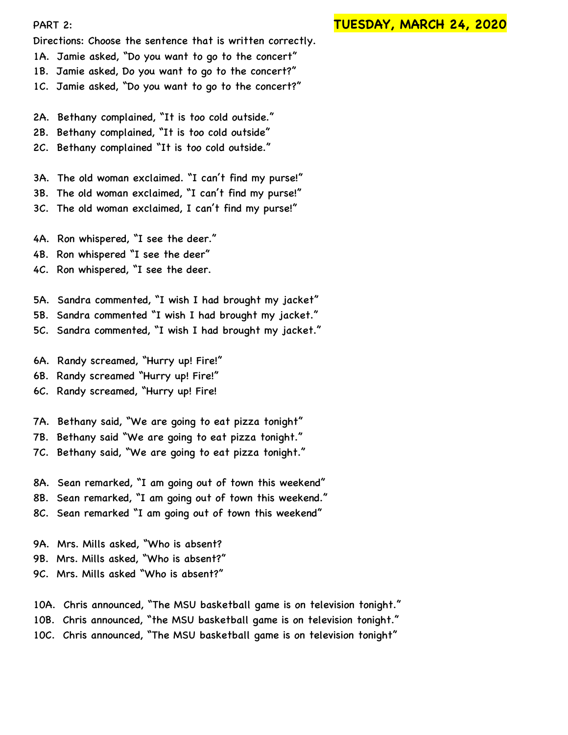PART 2: **TUESDAY, MARCH 24, 2020**

Directions: Choose the sentence that is written correctly.

1A. Jamie asked, "Do you want to go to the concert"
1B. Jamie asked, Do you want to go to the concert?"
1C. Jamie asked, "Do you want to go to the concert?"

2A. Bethany complained, "It is too cold outside."
2B. Bethany complained, "It is too cold outside"
2C. Bethany complained "It is too cold outside."

3A. The old woman exclaimed. "I can't find my purse!"
3B. The old woman exclaimed, "I can't find my purse!"
3C. The old woman exclaimed, I can't find my purse!"

4A. Ron whispered, "I see the deer."
4B. Ron whispered "I see the deer"
4C. Ron whispered, "I see the deer.

5A. Sandra commented, "I wish I had brought my jacket"
5B. Sandra commented "I wish I had brought my jacket."
5C. Sandra commented, "I wish I had brought my jacket."

6A. Randy screamed, "Hurry up! Fire!"
6B. Randy screamed "Hurry up! Fire!"
6C. Randy screamed, "Hurry up! Fire!

7A. Bethany said, "We are going to eat pizza tonight"
7B. Bethany said "We are going to eat pizza tonight."
7C. Bethany said, "We are going to eat pizza tonight."

8A. Sean remarked, "I am going out of town this weekend"
8B. Sean remarked, "I am going out of town this weekend."
8C. Sean remarked "I am going out of town this weekend"

9A. Mrs. Mills asked, "Who is absent?
9B. Mrs. Mills asked, "Who is absent?"
9C. Mrs. Mills asked "Who is absent?"

10A. Chris announced, "The MSU basketball game is on television tonight."
10B. Chris announced, "the MSU basketball game is on television tonight."
10C. Chris announced, "The MSU basketball game is on television tonight"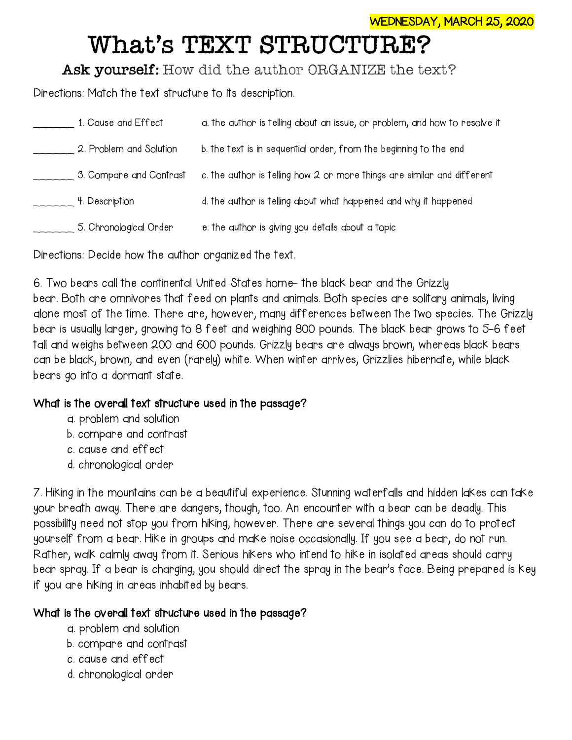WEDNESDAY, MARCH 25, 2020

# What's TEXT STRUCTURE?

**Ask yourself:** How did the author ORGANIZE the text?

Directions: Match the text structure to its description.

_______ 1. Cause and Effect — a. the author is telling about an issue, or problem, and how to resolve it

_______ 2. Problem and Solution — b. the text is in sequential order, from the beginning to the end

_______ 3. Compare and Contrast — c. the author is telling how 2 or more things are similar and different

_______ 4. Description — d. the author is telling about what happened and why it happened

_______ 5. Chronological Order — e. the author is giving you details about a topic

Directions: Decide how the author organized the text.

6. Two bears call the continental United States home– the black bear and the Grizzly bear. Both are omnivores that feed on plants and animals. Both species are solitary animals, living alone most of the time. There are, however, many differences between the two species. The Grizzly bear is usually larger, growing to 8 feet and weighing 800 pounds. The black bear grows to 5–6 feet tall and weighs between 200 and 600 pounds. Grizzly bears are always brown, whereas black bears can be black, brown, and even (rarely) white. When winter arrives, Grizzlies hibernate, while black bears go into a dormant state.

**What is the overall text structure used in the passage?**

a. problem and solution
b. compare and contrast
c. cause and effect
d. chronological order

7. Hiking in the mountains can be a beautiful experience. Stunning waterfalls and hidden lakes can take your breath away. There are dangers, though, too. An encounter with a bear can be deadly. This possibility need not stop you from hiking, however. There are several things you can do to protect yourself from a bear. Hike in groups and make noise occasionally. If you see a bear, do not run. Rather, walk calmly away from it. Serious hikers who intend to hike in isolated areas should carry bear spray. If a bear is charging, you should direct the spray in the bear's face. Being prepared is key if you are hiking in areas inhabited by bears.

**What is the overall text structure used in the passage?**

a. problem and solution
b. compare and contrast
c. cause and effect
d. chronological order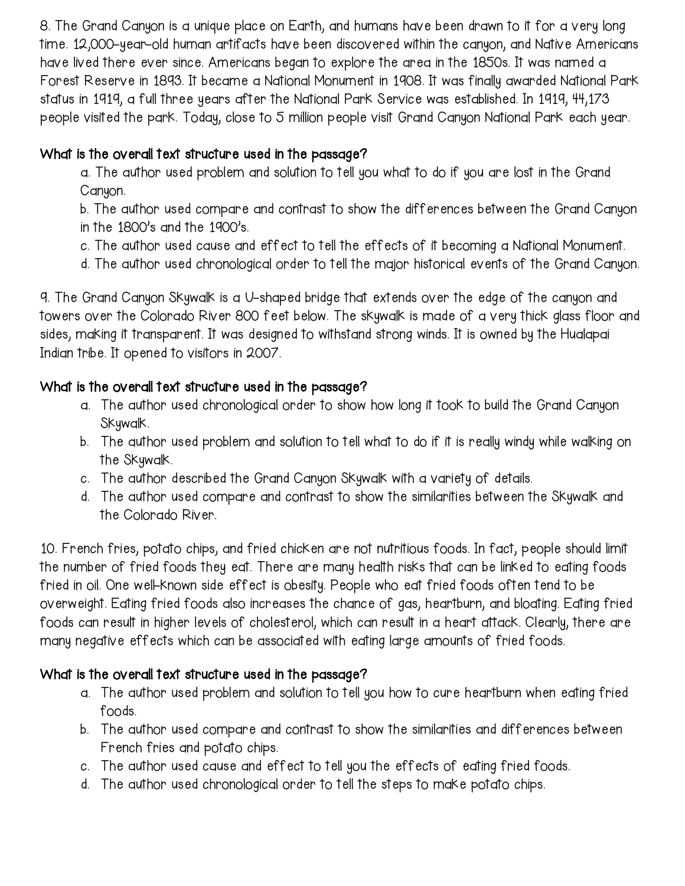8. The Grand Canyon is a unique place on Earth, and humans have been drawn to it for a very long time. 12,000-year-old human artifacts have been discovered within the canyon, and Native Americans have lived there ever since. Americans began to explore the area in the 1850s. It was named a Forest Reserve in 1893. It became a National Monument in 1908. It was finally awarded National Park status in 1919, a full three years after the National Park Service was established. In 1919, 44,173 people visited the park. Today, close to 5 million people visit Grand Canyon National Park each year.

**What is the overall text structure used in the passage?**

a. The author used problem and solution to tell you what to do if you are lost in the Grand Canyon.
b. The author used compare and contrast to show the differences between the Grand Canyon in the 1800's and the 1900's.
c. The author used cause and effect to tell the effects of it becoming a National Monument.
d. The author used chronological order to tell the major historical events of the Grand Canyon.

9. The Grand Canyon Skywalk is a U-shaped bridge that extends over the edge of the canyon and towers over the Colorado River 800 feet below. The skywalk is made of a very thick glass floor and sides, making it transparent. It was designed to withstand strong winds. It is owned by the Hualapai Indian tribe. It opened to visitors in 2007.

**What is the overall text structure used in the passage?**

a. The author used chronological order to show how long it took to build the Grand Canyon Skywalk.
b. The author used problem and solution to tell what to do if it is really windy while walking on the Skywalk.
c. The author described the Grand Canyon Skywalk with a variety of details.
d. The author used compare and contrast to show the similarities between the Skywalk and the Colorado River.

10. French fries, potato chips, and fried chicken are not nutritious foods. In fact, people should limit the number of fried foods they eat. There are many health risks that can be linked to eating foods fried in oil. One well-known side effect is obesity. People who eat fried foods often tend to be overweight. Eating fried foods also increases the chance of gas, heartburn, and bloating. Eating fried foods can result in higher levels of cholesterol, which can result in a heart attack. Clearly, there are many negative effects which can be associated with eating large amounts of fried foods.

**What is the overall text structure used in the passage?**

a. The author used problem and solution to tell you how to cure heartburn when eating fried foods.
b. The author used compare and contrast to show the similarities and differences between French fries and potato chips.
c. The author used cause and effect to tell you the effects of eating fried foods.
d. The author used chronological order to tell the steps to make potato chips.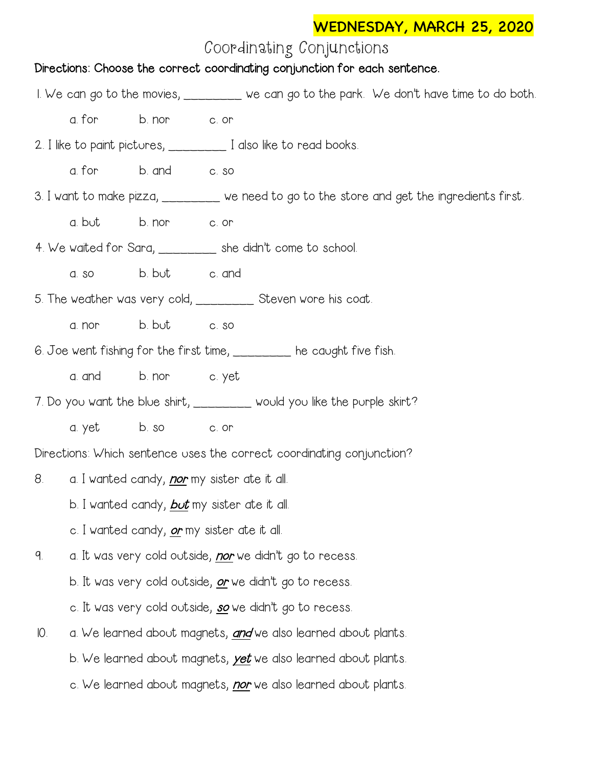**WEDNESDAY, MARCH 25, 2020**

# Coordinating Conjunctions

**Directions: Choose the correct coordinating conjunction for each sentence.**

1. We can go to the movies, _________ we can go to the park. We don't have time to do both.

   a. for    b. nor    c. or

2. I like to paint pictures, _________ I also like to read books.

   a. for    b. and    c. so

3. I want to make pizza, _________ we need to go to the store and get the ingredients first.

   a. but    b. nor    c. or

4. We waited for Sara, _________ she didn't come to school.

   a. so    b. but    c. and

5. The weather was very cold, _________ Steven wore his coat.

   a. nor    b. but    c. so

6. Joe went fishing for the first time, _________ he caught five fish.

   a. and    b. nor    c. yet

7. Do you want the blue shirt, _________ would you like the purple skirt?

   a. yet    b. so    c. or

Directions: Which sentence uses the correct coordinating conjunction?

8. a. I wanted candy, ***nor*** my sister ate it all.

   b. I wanted candy, ***but*** my sister ate it all.

   c. I wanted candy, ***or*** my sister ate it all.

9. a. It was very cold outside, ***nor*** we didn't go to recess.

   b. It was very cold outside, ***or*** we didn't go to recess.

   c. It was very cold outside, ***so*** we didn't go to recess.

10. a. We learned about magnets, ***and*** we also learned about plants.

    b. We learned about magnets, ***yet*** we also learned about plants.

    c. We learned about magnets, ***nor*** we also learned about plants.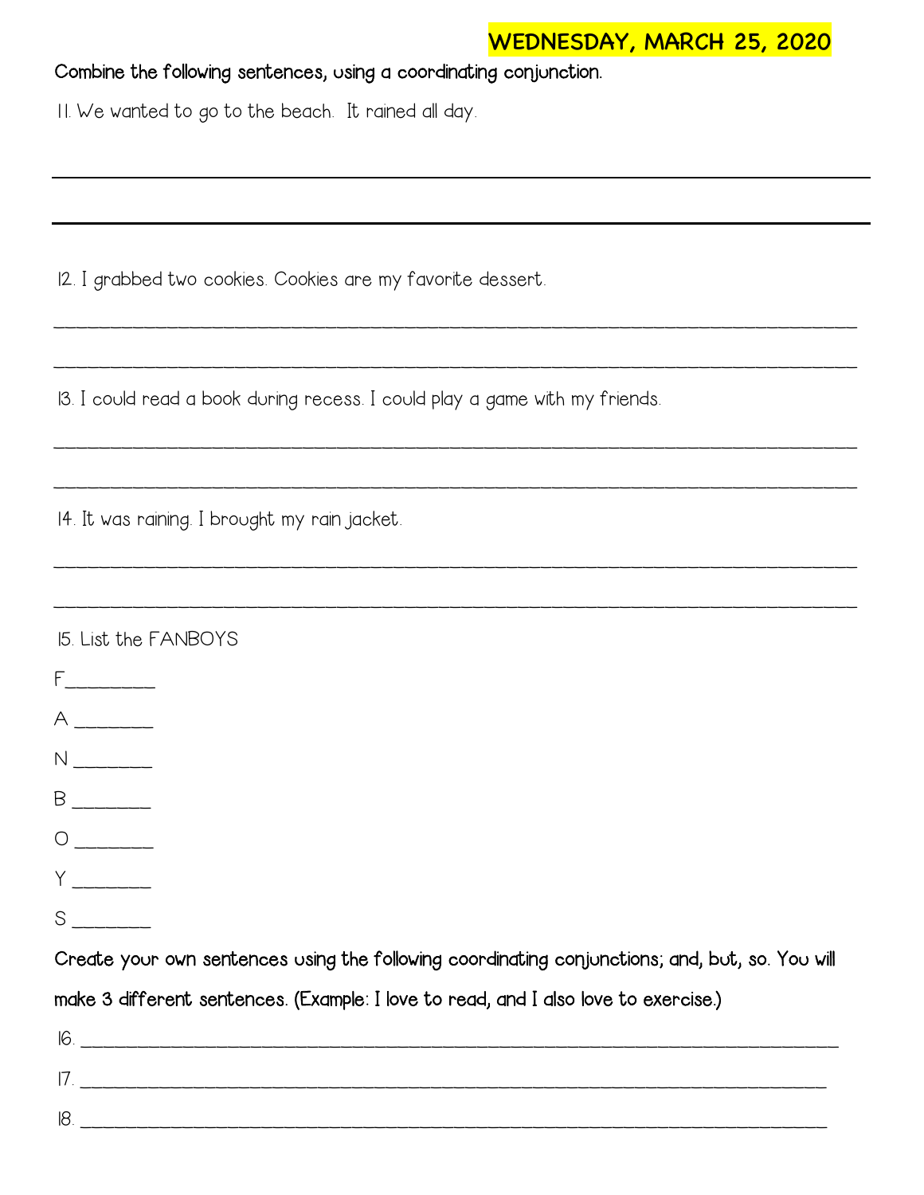**WEDNESDAY, MARCH 25, 2020**

**Combine the following sentences, using a coordinating conjunction.**

11. We wanted to go to the beach. It rained all day.

___________________________________________________________________________

___________________________________________________________________________

12. I grabbed two cookies. Cookies are my favorite dessert.

___________________________________________________________________________

___________________________________________________________________________

13. I could read a book during recess. I could play a game with my friends.

___________________________________________________________________________

___________________________________________________________________________

14. It was raining. I brought my rain jacket.

___________________________________________________________________________

___________________________________________________________________________

15. List the FANBOYS

F__________

A __________

N __________

B __________

O __________

Y __________

S __________

**Create your own sentences using the following coordinating conjunctions; and, but, so. You will make 3 different sentences. (Example: I love to read, and I also love to exercise.)**

16. ___________________________________________________________________________

17. ___________________________________________________________________________

18. ___________________________________________________________________________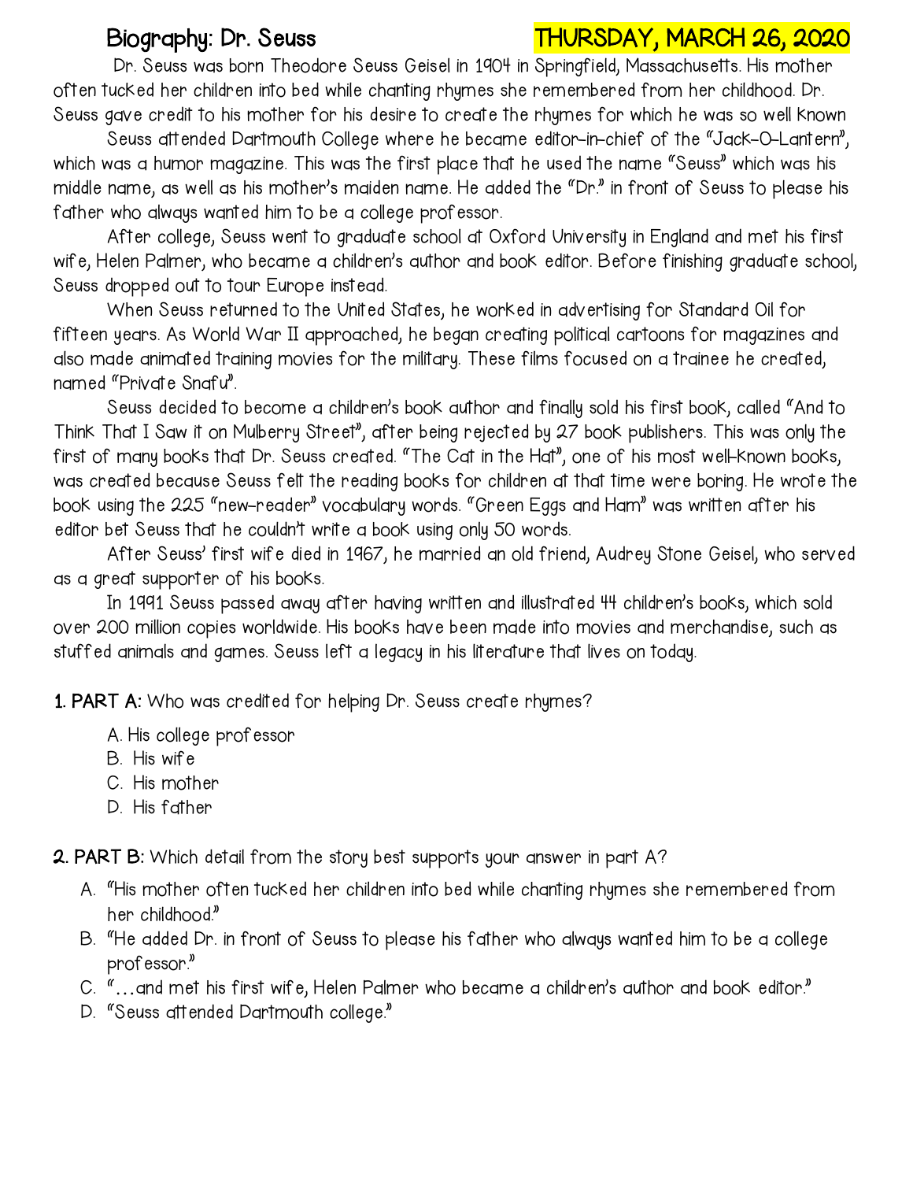# Biography: Dr. Seuss

**THURSDAY, MARCH 26, 2020**

Dr. Seuss was born Theodore Seuss Geisel in 1904 in Springfield, Massachusetts. His mother often tucked her children into bed while chanting rhymes she remembered from her childhood. Dr. Seuss gave credit to his mother for his desire to create the rhymes for which he was so well known

Seuss attended Dartmouth College where he became editor-in-chief of the "Jack-O-Lantern", which was a humor magazine. This was the first place that he used the name "Seuss" which was his middle name, as well as his mother's maiden name. He added the "Dr." in front of Seuss to please his father who always wanted him to be a college professor.

After college, Seuss went to graduate school at Oxford University in England and met his first wife, Helen Palmer, who became a children's author and book editor. Before finishing graduate school, Seuss dropped out to tour Europe instead.

When Seuss returned to the United States, he worked in advertising for Standard Oil for fifteen years. As World War II approached, he began creating political cartoons for magazines and also made animated training movies for the military. These films focused on a trainee he created, named "Private Snafu".

Seuss decided to become a children's book author and finally sold his first book, called "And to Think That I Saw it on Mulberry Street", after being rejected by 27 book publishers. This was only the first of many books that Dr. Seuss created. "The Cat in the Hat", one of his most well-known books, was created because Seuss felt the reading books for children at that time were boring. He wrote the book using the 225 "new-reader" vocabulary words. "Green Eggs and Ham" was written after his editor bet Seuss that he couldn't write a book using only 50 words.

After Seuss' first wife died in 1967, he married an old friend, Audrey Stone Geisel, who served as a great supporter of his books.

In 1991 Seuss passed away after having written and illustrated 44 children's books, which sold over 200 million copies worldwide. His books have been made into movies and merchandise, such as stuffed animals and games. Seuss left a legacy in his literature that lives on today.

**1. PART A:** Who was credited for helping Dr. Seuss create rhymes?

A. His college professor
B. His wife
C. His mother
D. His father

**2. PART B:** Which detail from the story best supports your answer in part A?

A. "His mother often tucked her children into bed while chanting rhymes she remembered from her childhood."
B. "He added Dr. in front of Seuss to please his father who always wanted him to be a college professor."
C. "…and met his first wife, Helen Palmer who became a children's author and book editor."
D. "Seuss attended Dartmouth college."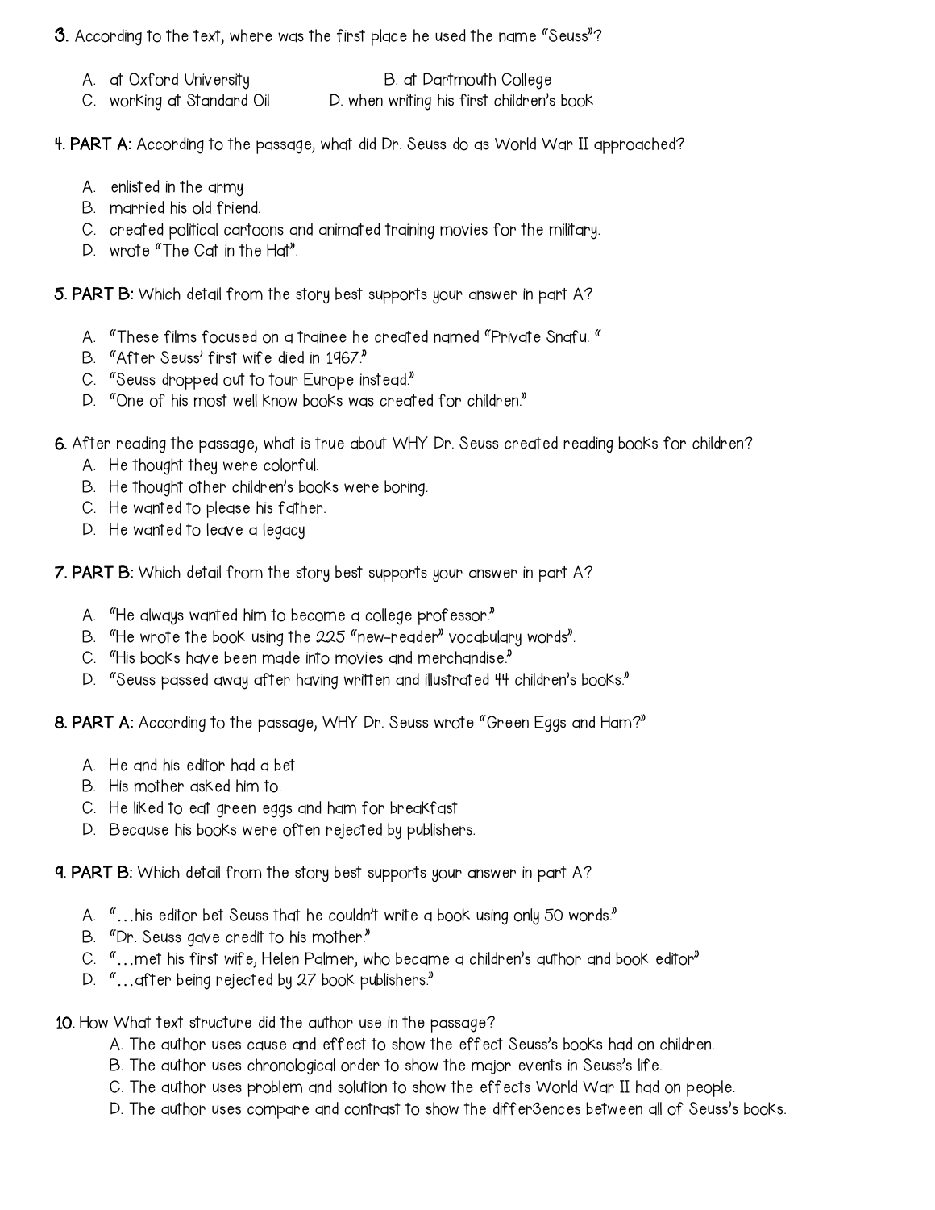**3.** According to the text, where was the first place he used the name "Seuss"?

A. at Oxford University
B. at Dartmouth College
C. working at Standard Oil
D. when writing his first children's book

**4. PART A:** According to the passage, what did Dr. Seuss do as World War II approached?

A. enlisted in the army
B. married his old friend.
C. created political cartoons and animated training movies for the military.
D. wrote "The Cat in the Hat".

**5. PART B:** Which detail from the story best supports your answer in part A?

A. "These films focused on a trainee he created named "Private Snafu. "
B. "After Seuss' first wife died in 1967."
C. "Seuss dropped out to tour Europe instead."
D. "One of his most well Know books was created for children."

**6.** After reading the passage, what is true about WHY Dr. Seuss created reading books for children?

A. He thought they were colorful.
B. He thought other children's books were boring.
C. He wanted to please his father.
D. He wanted to leave a legacy

**7. PART B:** Which detail from the story best supports your answer in part A?

A. "He always wanted him to become a college professor."
B. "He wrote the book using the 225 "new-reader" vocabulary words".
C. "His books have been made into movies and merchandise."
D. "Seuss passed away after having written and illustrated 44 children's books."

**8. PART A:** According to the passage, WHY Dr. Seuss wrote "Green Eggs and Ham?"

A. He and his editor had a bet
B. His mother asked him to.
C. He liked to eat green eggs and ham for breakfast
D. Because his books were often rejected by publishers.

**9. PART B:** Which detail from the story best supports your answer in part A?

A. "…his editor bet Seuss that he couldn't write a book using only 50 words."
B. "Dr. Seuss gave credit to his mother."
C. "…met his first wife, Helen Palmer, who became a children's author and book editor"
D. "…after being rejected by 27 book publishers."

**10.** How What text structure did the author use in the passage?

A. The author uses cause and effect to show the effect Seuss's books had on children.
B. The author uses chronological order to show the major events in Seuss's life.
C. The author uses problem and solution to show the effects World War II had on people.
D. The author uses compare and contrast to show the differ3ences between all of Seuss's books.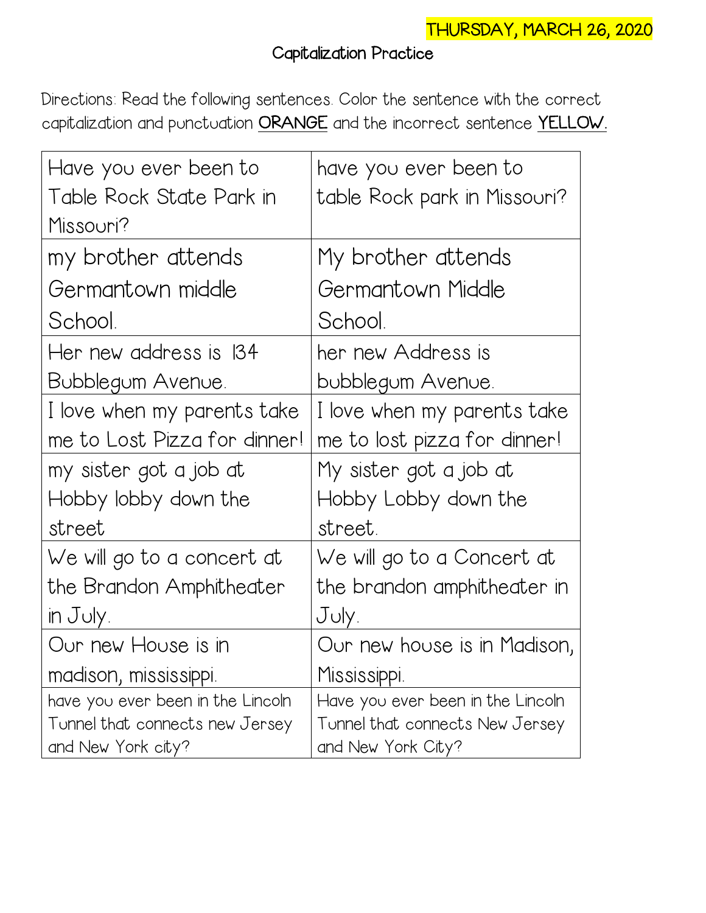THURSDAY, MARCH 26, 2020

## Capitalization Practice

Directions: Read the following sentences. Color the sentence with the correct capitalization and punctuation **ORANGE** and the incorrect sentence **YELLOW.**

| | |
|---|---|
| Have you ever been to Table Rock State Park in Missouri? | have you ever been to table Rock park in Missouri? |
| my brother attends Germantown middle School. | My brother attends Germantown Middle School. |
| Her new address is 134 Bubblegum Avenue. | her new Address is bubblegum Avenue. |
| I love when my parents take me to Lost Pizza for dinner! | I love when my parents take me to lost pizza for dinner! |
| my sister got a job at Hobby lobby down the street | My sister got a job at Hobby Lobby down the street. |
| We will go to a concert at the Brandon Amphitheater in July. | We will go to a Concert at the brandon amphitheater in July. |
| Our new House is in madison, mississippi. | Our new house is in Madison, Mississippi. |
| have you ever been in the Lincoln Tunnel that connects new Jersey and New York city? | Have you ever been in the Lincoln Tunnel that connects New Jersey and New York City? |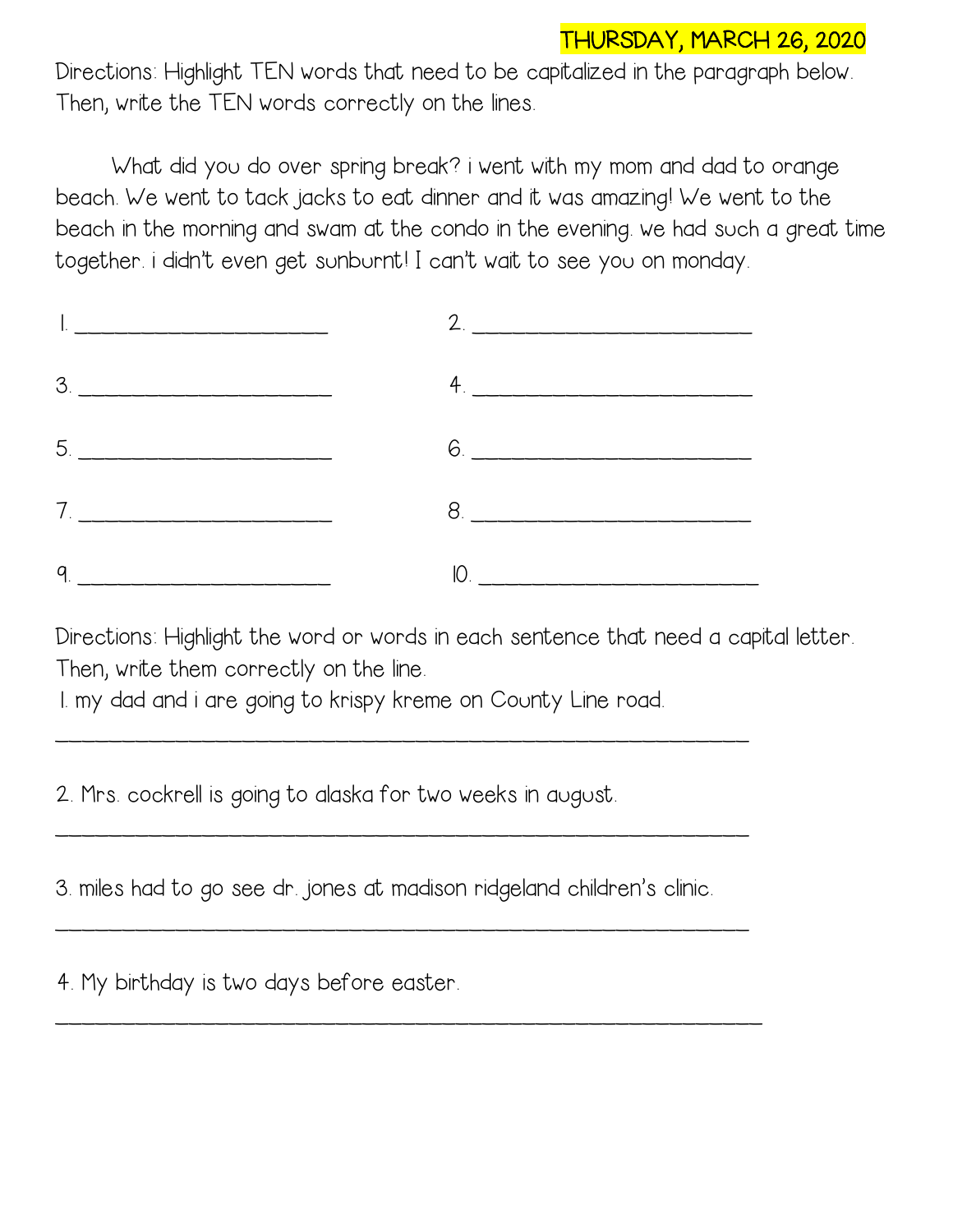**THURSDAY, MARCH 26, 2020**

Directions: Highlight TEN words that need to be capitalized in the paragraph below. Then, write the TEN words correctly on the lines.

What did you do over spring break? i went with my mom and dad to orange beach. We went to tack jacks to eat dinner and it was amazing! We went to the beach in the morning and swam at the condo in the evening. we had such a great time together. i didn't even get sunburnt! I can't wait to see you on monday.

1. ____________________ 2. ____________________

3. ____________________ 4. ____________________

5. ____________________ 6. ____________________

7. ____________________ 8. ____________________

9. ____________________ 10. ____________________

Directions: Highlight the word or words in each sentence that need a capital letter. Then, write them correctly on the line.

1. my dad and i are going to krispy kreme on County Line road.

____________________________________________________________

2. Mrs. cockrell is going to alaska for two weeks in august.

____________________________________________________________

3. miles had to go see dr. jones at madison ridgeland children's clinic.

____________________________________________________________

4. My birthday is two days before easter.

____________________________________________________________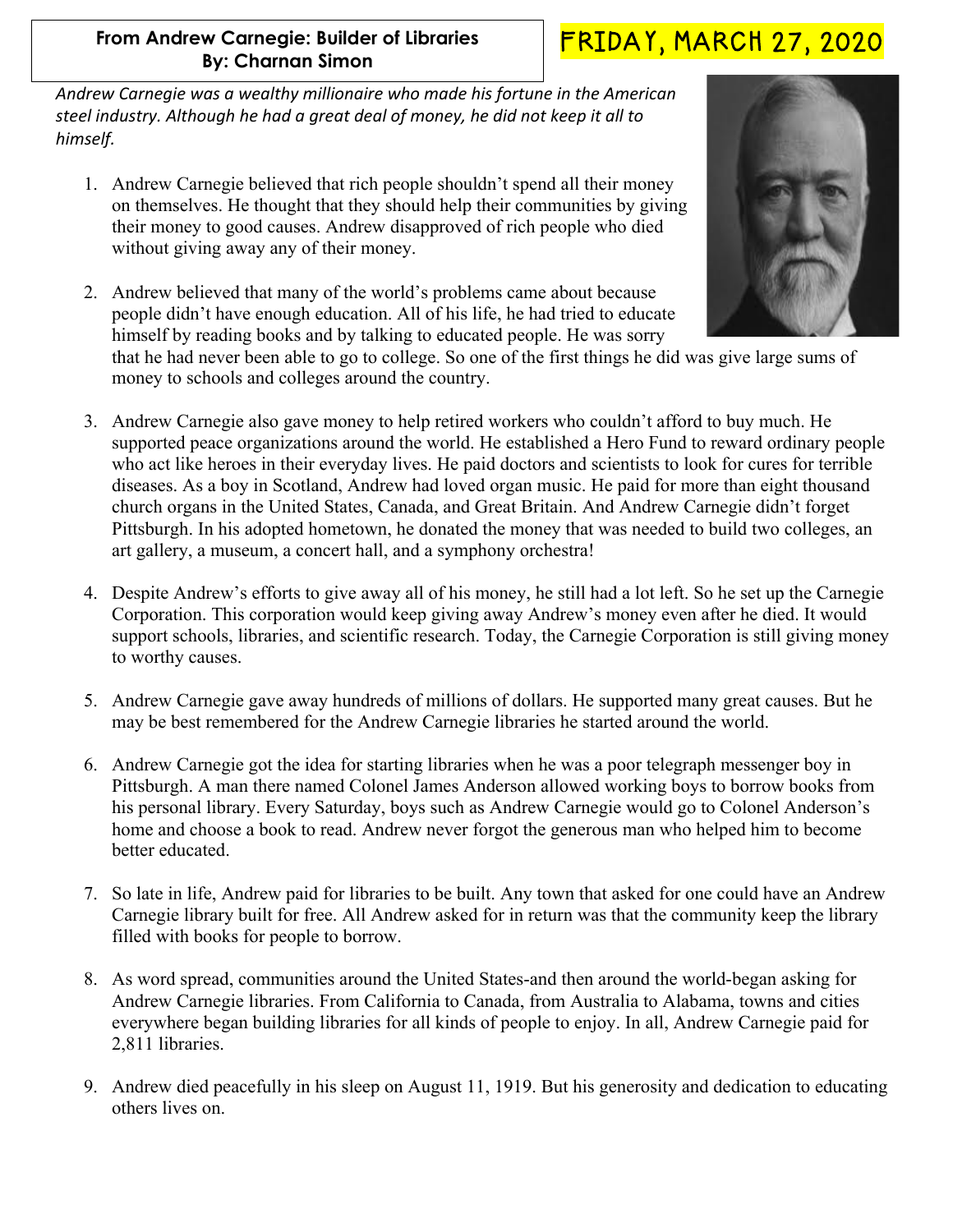**From Andrew Carnegie: Builder of Libraries**
**By: Charnan Simon**

# FRIDAY, MARCH 27, 2020

*Andrew Carnegie was a wealthy millionaire who made his fortune in the American steel industry. Although he had a great deal of money, he did not keep it all to himself.*

1. Andrew Carnegie believed that rich people shouldn't spend all their money on themselves. He thought that they should help their communities by giving their money to good causes. Andrew disapproved of rich people who died without giving away any of their money.

2. Andrew believed that many of the world's problems came about because people didn't have enough education. All of his life, he had tried to educate himself by reading books and by talking to educated people. He was sorry that he had never been able to go to college. So one of the first things he did was give large sums of money to schools and colleges around the country.

3. Andrew Carnegie also gave money to help retired workers who couldn't afford to buy much. He supported peace organizations around the world. He established a Hero Fund to reward ordinary people who act like heroes in their everyday lives. He paid doctors and scientists to look for cures for terrible diseases. As a boy in Scotland, Andrew had loved organ music. He paid for more than eight thousand church organs in the United States, Canada, and Great Britain. And Andrew Carnegie didn't forget Pittsburgh. In his adopted hometown, he donated the money that was needed to build two colleges, an art gallery, a museum, a concert hall, and a symphony orchestra!

4. Despite Andrew's efforts to give away all of his money, he still had a lot left. So he set up the Carnegie Corporation. This corporation would keep giving away Andrew's money even after he died. It would support schools, libraries, and scientific research. Today, the Carnegie Corporation is still giving money to worthy causes.

5. Andrew Carnegie gave away hundreds of millions of dollars. He supported many great causes. But he may be best remembered for the Andrew Carnegie libraries he started around the world.

6. Andrew Carnegie got the idea for starting libraries when he was a poor telegraph messenger boy in Pittsburgh. A man there named Colonel James Anderson allowed working boys to borrow books from his personal library. Every Saturday, boys such as Andrew Carnegie would go to Colonel Anderson's home and choose a book to read. Andrew never forgot the generous man who helped him to become better educated.

7. So late in life, Andrew paid for libraries to be built. Any town that asked for one could have an Andrew Carnegie library built for free. All Andrew asked for in return was that the community keep the library filled with books for people to borrow.

8. As word spread, communities around the United States-and then around the world-began asking for Andrew Carnegie libraries. From California to Canada, from Australia to Alabama, towns and cities everywhere began building libraries for all kinds of people to enjoy. In all, Andrew Carnegie paid for 2,811 libraries.

9. Andrew died peacefully in his sleep on August 11, 1919. But his generosity and dedication to educating others lives on.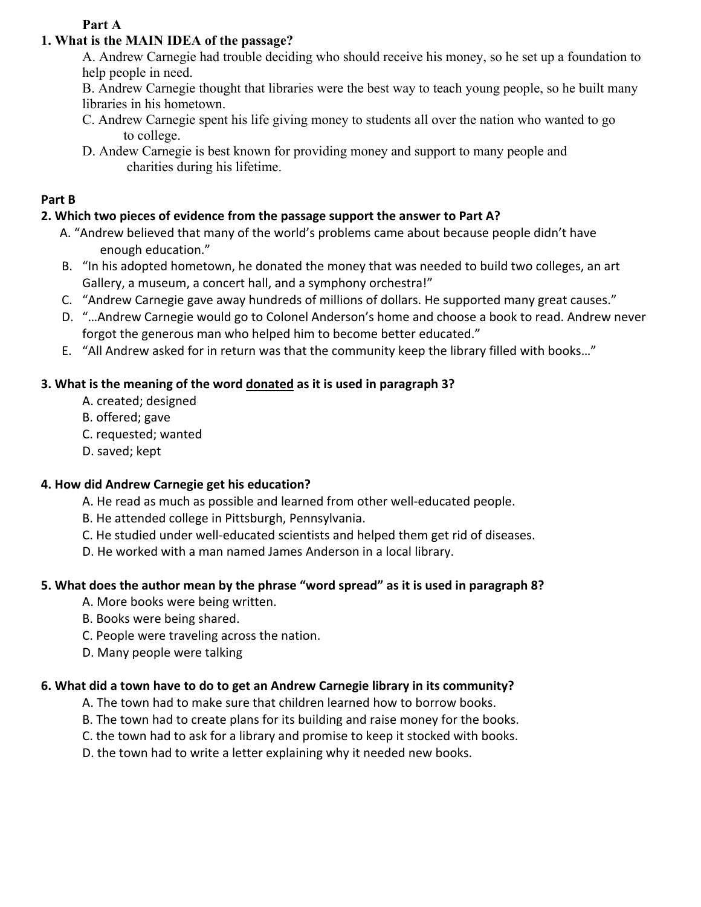**Part A**

**1. What is the MAIN IDEA of the passage?**

A. Andrew Carnegie had trouble deciding who should receive his money, so he set up a foundation to help people in need.

B. Andrew Carnegie thought that libraries were the best way to teach young people, so he built many libraries in his hometown.

C. Andrew Carnegie spent his life giving money to students all over the nation who wanted to go to college.

D. Andew Carnegie is best known for providing money and support to many people and charities during his lifetime.

**Part B**

**2. Which two pieces of evidence from the passage support the answer to Part A?**

A. "Andrew believed that many of the world's problems came about because people didn't have enough education."

B. "In his adopted hometown, he donated the money that was needed to build two colleges, an art Gallery, a museum, a concert hall, and a symphony orchestra!"

C. "Andrew Carnegie gave away hundreds of millions of dollars. He supported many great causes."

D. "…Andrew Carnegie would go to Colonel Anderson's home and choose a book to read. Andrew never forgot the generous man who helped him to become better educated."

E. "All Andrew asked for in return was that the community keep the library filled with books…"

**3. What is the meaning of the word <u>donated</u> as it is used in paragraph 3?**

A. created; designed

B. offered; gave

C. requested; wanted

D. saved; kept

**4. How did Andrew Carnegie get his education?**

A. He read as much as possible and learned from other well-educated people.

B. He attended college in Pittsburgh, Pennsylvania.

C. He studied under well-educated scientists and helped them get rid of diseases.

D. He worked with a man named James Anderson in a local library.

**5. What does the author mean by the phrase "word spread" as it is used in paragraph 8?**

A. More books were being written.

B. Books were being shared.

C. People were traveling across the nation.

D. Many people were talking

**6. What did a town have to do to get an Andrew Carnegie library in its community?**

A. The town had to make sure that children learned how to borrow books.

B. The town had to create plans for its building and raise money for the books.

C. the town had to ask for a library and promise to keep it stocked with books.

D. the town had to write a letter explaining why it needed new books.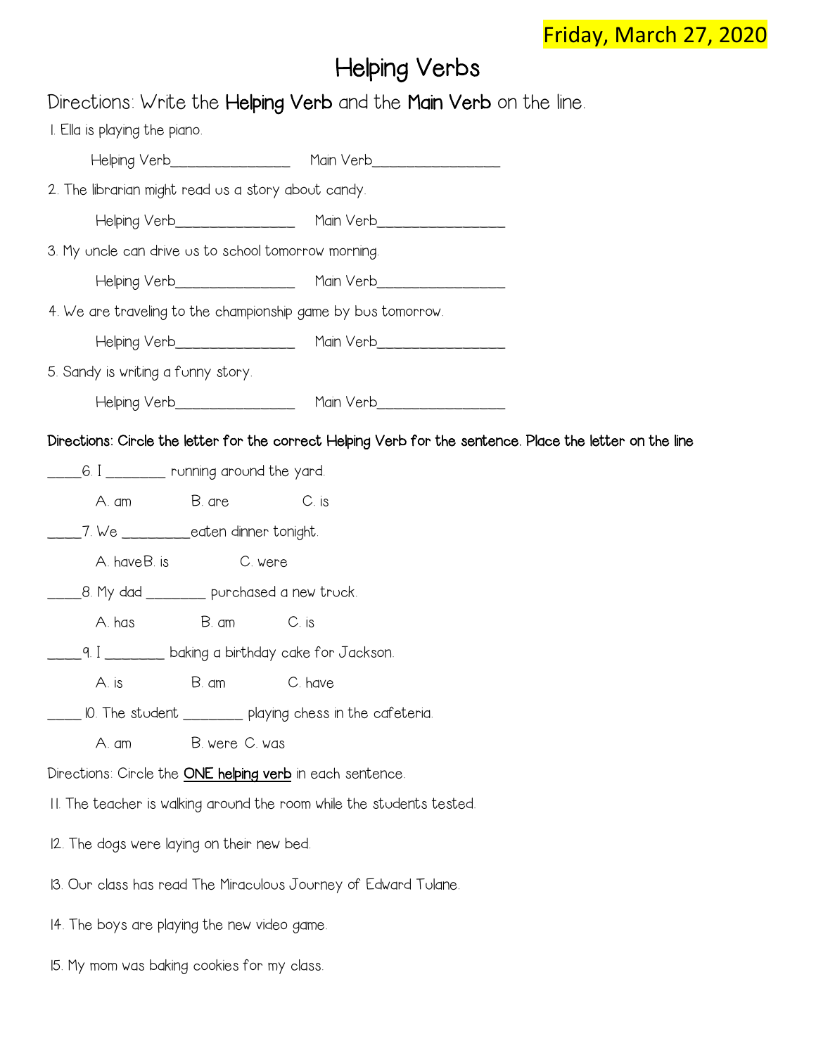Friday, March 27, 2020

# Helping Verbs

Directions: Write the **Helping Verb** and the **Main Verb** on the line.

1. Ella is playing the piano.

   Helping Verb________________ Main Verb_________________

2. The librarian might read us a story about candy.

   Helping Verb________________ Main Verb_________________

3. My uncle can drive us to school tomorrow morning.

   Helping Verb________________ Main Verb_________________

4. We are traveling to the championship game by bus tomorrow.

   Helping Verb________________ Main Verb_________________

5. Sandy is writing a funny story.

   Helping Verb________________ Main Verb_________________

**Directions: Circle the letter for the correct Helping Verb for the sentence. Place the letter on the line**

_____6. I ________ running around the yard.

A. am B. are C. is

_____7. We _________eaten dinner tonight.

A. haveB. is C. were

_____8. My dad ________ purchased a new truck.

A. has B. am C. is

_____9. I ________ baking a birthday cake for Jackson.

A. is B. am C. have

_____ 10. The student ________ playing chess in the cafeteria.

A. am B. were C. was

Directions: Circle the **ONE helping verb** in each sentence.

11. The teacher is walking around the room while the students tested.

12. The dogs were laying on their new bed.

13. Our class has read The Miraculous Journey of Edward Tulane.

14. The boys are playing the new video game.

15. My mom was baking cookies for my class.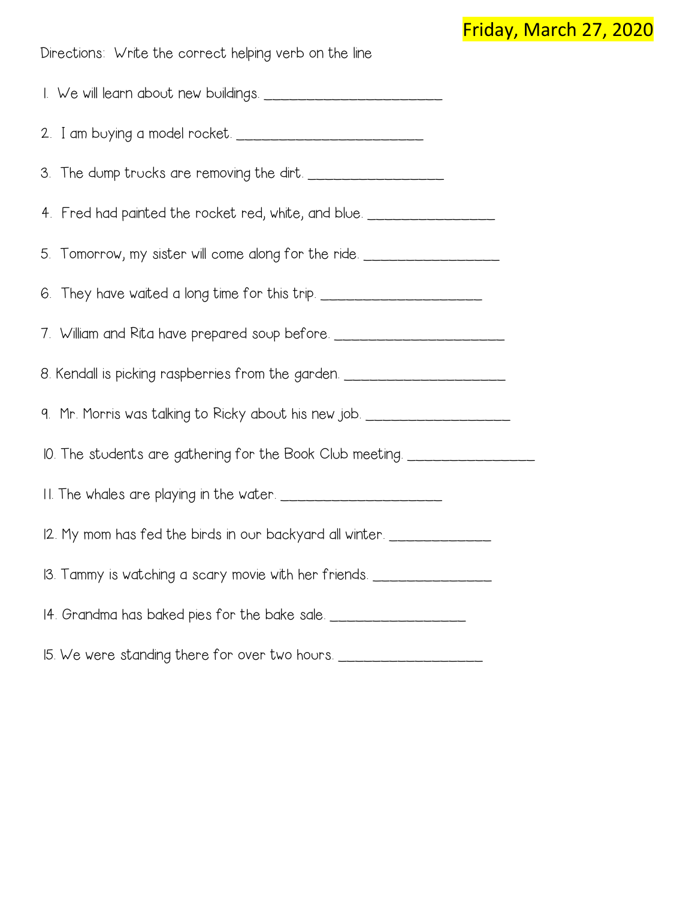**Friday, March 27, 2020**

Directions: Write the correct helping verb on the line

1. We will learn about new buildings. ________________________
2. I am buying a model rocket. _________________________
3. The dump trucks are removing the dirt. __________________
4. Fred had painted the rocket red, white, and blue. _________________
5. Tomorrow, my sister will come along for the ride. __________________
6. They have waited a long time for this trip. ______________________
7. William and Rita have prepared soup before. _______________________
8. Kendall is picking raspberries from the garden. ______________________
9. Mr. Morris was talking to Ricky about his new job. ____________________
10. The students are gathering for the Book Club meeting. _________________
11. The whales are playing in the water. ______________________
12. My mom has fed the birds in our backyard all winter. ______________
13. Tammy is watching a scary movie with her friends. ________________
14. Grandma has baked pies for the bake sale. __________________
15. We were standing there for over two hours. ___________________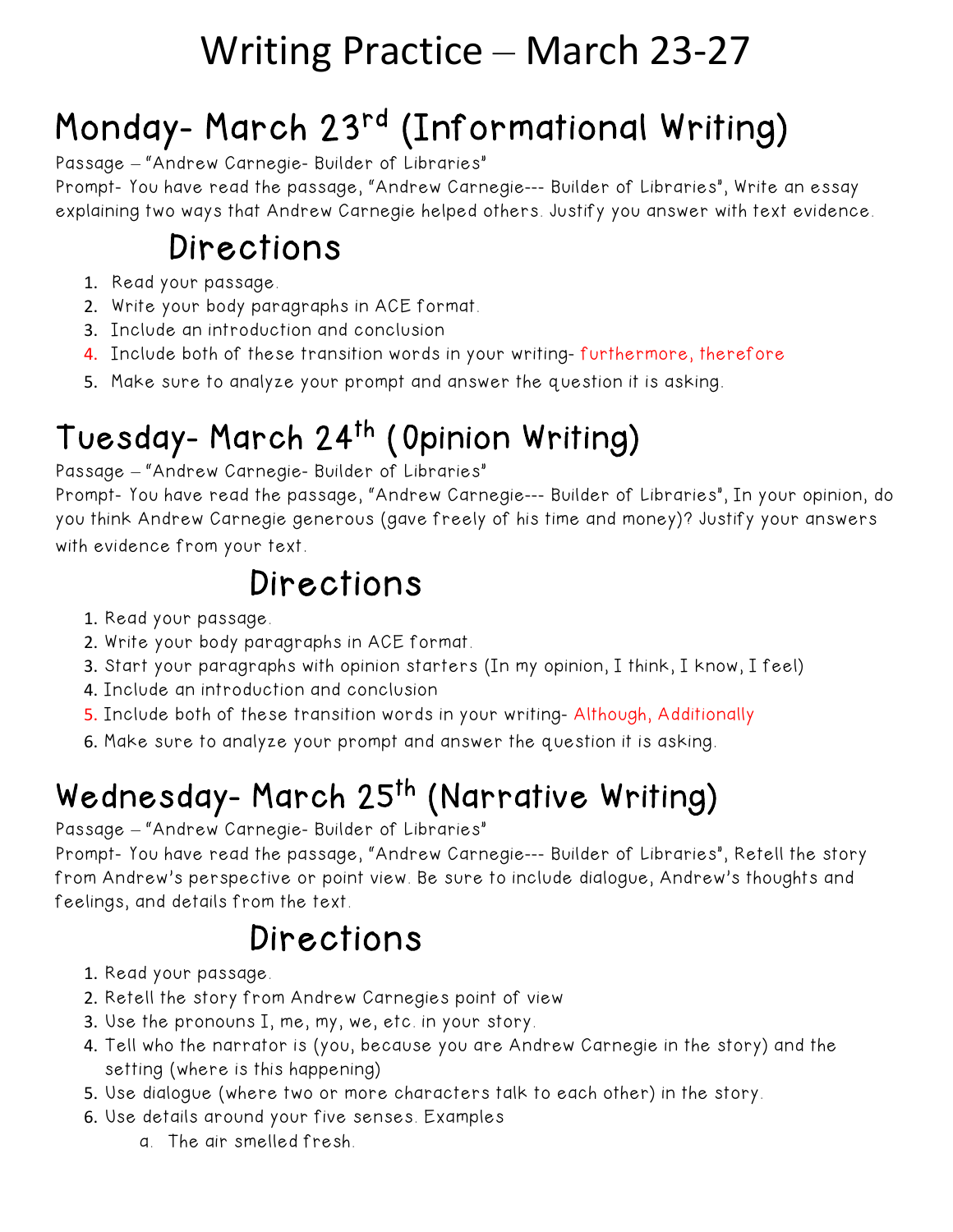# Writing Practice – March 23-27

## Monday- March 23rd (Informational Writing)

Passage – "Andrew Carnegie- Builder of Libraries"

Prompt- You have read the passage, "Andrew Carnegie--- Builder of Libraries", Write an essay explaining two ways that Andrew Carnegie helped others. Justify you answer with text evidence.

### Directions

1. Read your passage.
2. Write your body paragraphs in ACE format.
3. Include an introduction and conclusion
4. Include both of these transition words in your writing- furthermore, therefore
5. Make sure to analyze your prompt and answer the question it is asking.

## Tuesday- March 24th (Opinion Writing)

Passage – "Andrew Carnegie- Builder of Libraries"

Prompt- You have read the passage, "Andrew Carnegie--- Builder of Libraries", In your opinion, do you think Andrew Carnegie generous (gave freely of his time and money)? Justify your answers with evidence from your text.

### Directions

1. Read your passage.
2. Write your body paragraphs in ACE format.
3. Start your paragraphs with opinion starters (In my opinion, I think, I know, I feel)
4. Include an introduction and conclusion
5. Include both of these transition words in your writing- Although, Additionally
6. Make sure to analyze your prompt and answer the question it is asking.

## Wednesday- March 25th (Narrative Writing)

Passage – "Andrew Carnegie- Builder of Libraries"

Prompt- You have read the passage, "Andrew Carnegie--- Builder of Libraries", Retell the story from Andrew's perspective or point view. Be sure to include dialogue, Andrew's thoughts and feelings, and details from the text.

### Directions

1. Read your passage.
2. Retell the story from Andrew Carnegies point of view
3. Use the pronouns I, me, my, we, etc. in your story.
4. Tell who the narrator is (you, because you are Andrew Carnegie in the story) and the setting (where is this happening)
5. Use dialogue (where two or more characters talk to each other) in the story.
6. Use details around your five senses. Examples
   a. The air smelled fresh.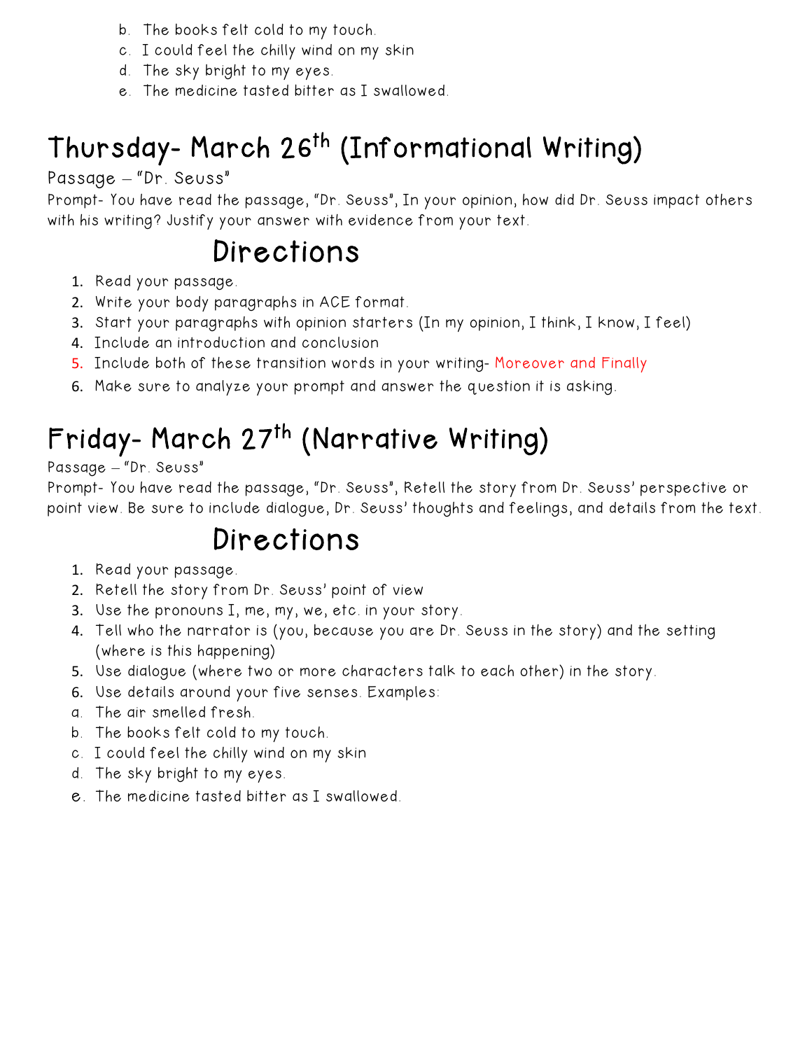b. The books felt cold to my touch.
c. I could feel the chilly wind on my skin
d. The sky bright to my eyes.
e. The medicine tasted bitter as I swallowed.

# Thursday- March 26th (Informational Writing)

Passage – "Dr. Seuss"

Prompt- You have read the passage, "Dr. Seuss", In your opinion, how did Dr. Seuss impact others with his writing? Justify your answer with evidence from your text.

## Directions

1. Read your passage.
2. Write your body paragraphs in ACE format.
3. Start your paragraphs with opinion starters (In my opinion, I think, I know, I feel)
4. Include an introduction and conclusion
5. Include both of these transition words in your writing- Moreover and Finally
6. Make sure to analyze your prompt and answer the question it is asking.

# Friday- March 27th (Narrative Writing)

Passage – "Dr. Seuss"

Prompt- You have read the passage, "Dr. Seuss", Retell the story from Dr. Seuss' perspective or point view. Be sure to include dialogue, Dr. Seuss' thoughts and feelings, and details from the text.

## Directions

1. Read your passage.
2. Retell the story from Dr. Seuss' point of view
3. Use the pronouns I, me, my, we, etc. in your story.
4. Tell who the narrator is (you, because you are Dr. Seuss in the story) and the setting (where is this happening)
5. Use dialogue (where two or more characters talk to each other) in the story.
6. Use details around your five senses. Examples:

a. The air smelled fresh.
b. The books felt cold to my touch.
c. I could feel the chilly wind on my skin
d. The sky bright to my eyes.
e. The medicine tasted bitter as I swallowed.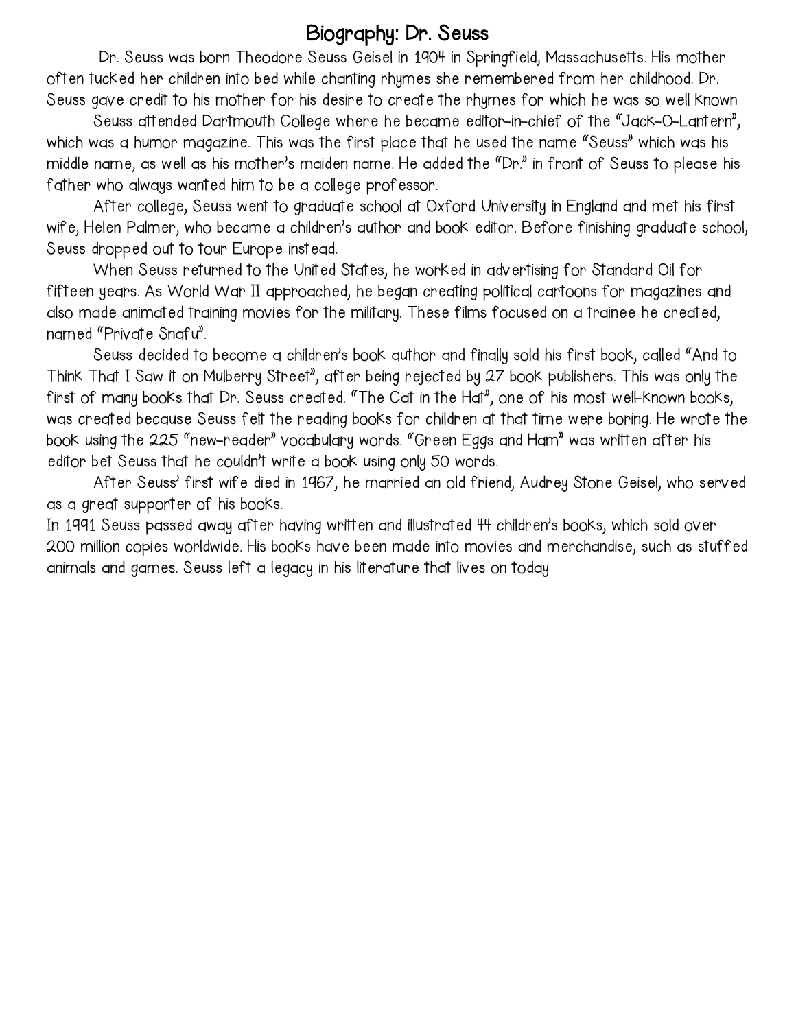# Biography: Dr. Seuss

Dr. Seuss was born Theodore Seuss Geisel in 1904 in Springfield, Massachusetts. His mother often tucked her children into bed while chanting rhymes she remembered from her childhood. Dr. Seuss gave credit to his mother for his desire to create the rhymes for which he was so well known

Seuss attended Dartmouth College where he became editor-in-chief of the "Jack-O-Lantern", which was a humor magazine. This was the first place that he used the name "Seuss" which was his middle name, as well as his mother's maiden name. He added the "Dr." in front of Seuss to please his father who always wanted him to be a college professor.

After college, Seuss went to graduate school at Oxford University in England and met his first wife, Helen Palmer, who became a children's author and book editor. Before finishing graduate school, Seuss dropped out to tour Europe instead.

When Seuss returned to the United States, he worked in advertising for Standard Oil for fifteen years. As World War II approached, he began creating political cartoons for magazines and also made animated training movies for the military. These films focused on a trainee he created, named "Private Snafu".

Seuss decided to become a children's book author and finally sold his first book, called "And to Think That I Saw it on Mulberry Street", after being rejected by 27 book publishers. This was only the first of many books that Dr. Seuss created. "The Cat in the Hat", one of his most well-known books, was created because Seuss felt the reading books for children at that time were boring. He wrote the book using the 225 "new-reader" vocabulary words. "Green Eggs and Ham" was written after his editor bet Seuss that he couldn't write a book using only 50 words.

After Seuss' first wife died in 1967, he married an old friend, Audrey Stone Geisel, who served as a great supporter of his books.

In 1991 Seuss passed away after having written and illustrated 44 children's books, which sold over 200 million copies worldwide. His books have been made into movies and merchandise, such as stuffed animals and games. Seuss left a legacy in his literature that lives on today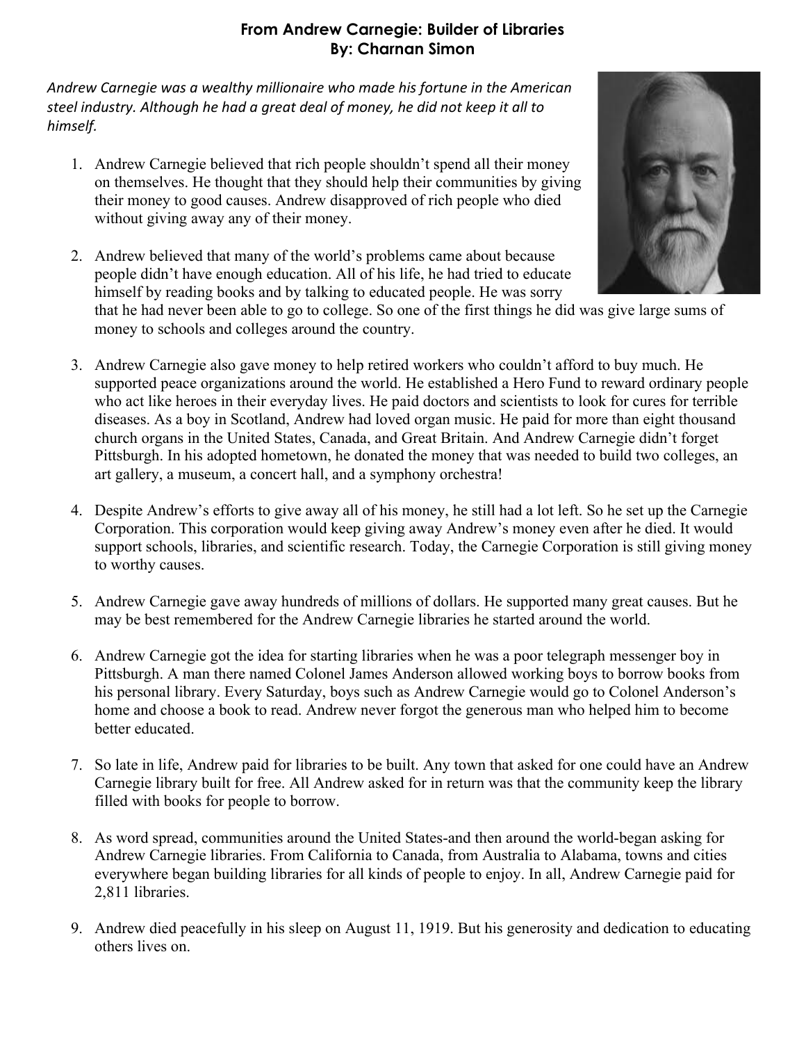# From Andrew Carnegie: Builder of Libraries
## By: Charnan Simon

*Andrew Carnegie was a wealthy millionaire who made his fortune in the American steel industry. Although he had a great deal of money, he did not keep it all to himself.*

1. Andrew Carnegie believed that rich people shouldn't spend all their money on themselves. He thought that they should help their communities by giving their money to good causes. Andrew disapproved of rich people who died without giving away any of their money.

2. Andrew believed that many of the world's problems came about because people didn't have enough education. All of his life, he had tried to educate himself by reading books and by talking to educated people. He was sorry that he had never been able to go to college. So one of the first things he did was give large sums of money to schools and colleges around the country.

3. Andrew Carnegie also gave money to help retired workers who couldn't afford to buy much. He supported peace organizations around the world. He established a Hero Fund to reward ordinary people who act like heroes in their everyday lives. He paid doctors and scientists to look for cures for terrible diseases. As a boy in Scotland, Andrew had loved organ music. He paid for more than eight thousand church organs in the United States, Canada, and Great Britain. And Andrew Carnegie didn't forget Pittsburgh. In his adopted hometown, he donated the money that was needed to build two colleges, an art gallery, a museum, a concert hall, and a symphony orchestra!

4. Despite Andrew's efforts to give away all of his money, he still had a lot left. So he set up the Carnegie Corporation. This corporation would keep giving away Andrew's money even after he died. It would support schools, libraries, and scientific research. Today, the Carnegie Corporation is still giving money to worthy causes.

5. Andrew Carnegie gave away hundreds of millions of dollars. He supported many great causes. But he may be best remembered for the Andrew Carnegie libraries he started around the world.

6. Andrew Carnegie got the idea for starting libraries when he was a poor telegraph messenger boy in Pittsburgh. A man there named Colonel James Anderson allowed working boys to borrow books from his personal library. Every Saturday, boys such as Andrew Carnegie would go to Colonel Anderson's home and choose a book to read. Andrew never forgot the generous man who helped him to become better educated.

7. So late in life, Andrew paid for libraries to be built. Any town that asked for one could have an Andrew Carnegie library built for free. All Andrew asked for in return was that the community keep the library filled with books for people to borrow.

8. As word spread, communities around the United States-and then around the world-began asking for Andrew Carnegie libraries. From California to Canada, from Australia to Alabama, towns and cities everywhere began building libraries for all kinds of people to enjoy. In all, Andrew Carnegie paid for 2,811 libraries.

9. Andrew died peacefully in his sleep on August 11, 1919. But his generosity and dedication to educating others lives on.